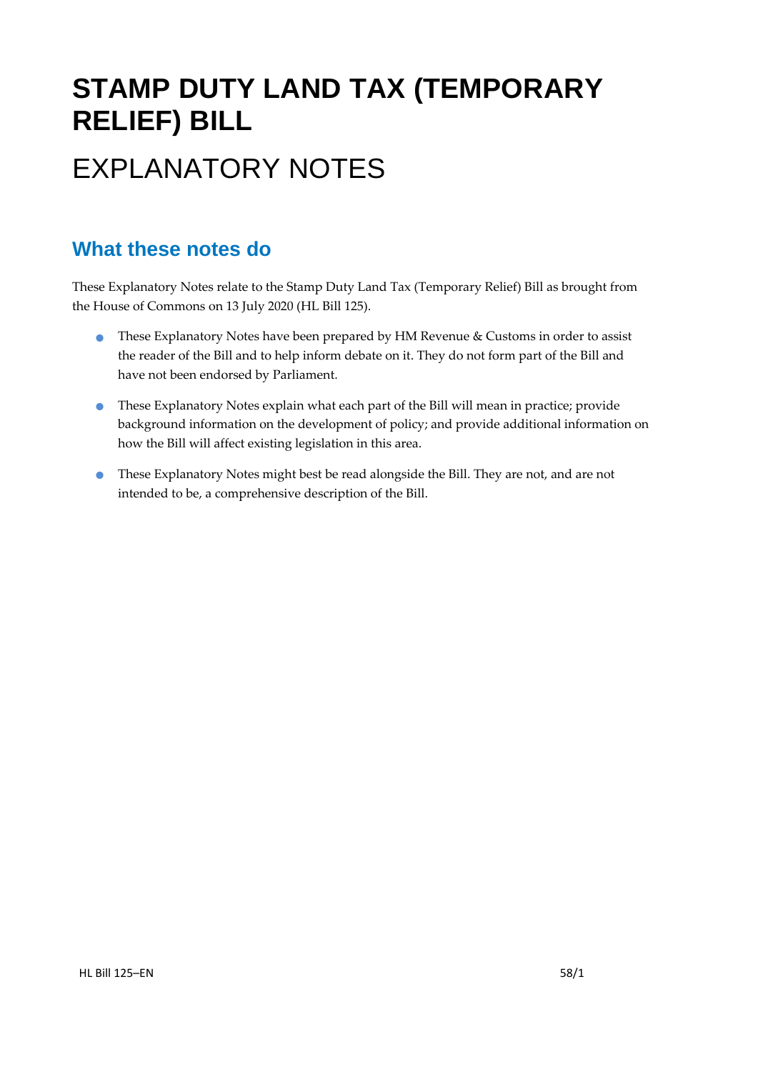# STAMP DUTY LAND TAX (TEMPORARY RELIEF) BILL

# EXPLANATORY NOTES

## What these notes do

These Explanatory Notes relate to the Stamp Duty Land Tax (Temporary Relief) Bill as brought from the House of Commons on 13 July 2020 (HL Bill 125).

- These Explanatory Notes have been prepared by HM Revenue & Customs in order to assist the reader of the Bill and to help inform debate on it. They do not form part of the Bill and have not been endorsed by Parliament.
- These Explanatory Notes explain what each part of the Bill will mean in practice; provide background information on the development of policy; and provide additional information on how the Bill will affect existing legislation in this area.
- These Explanatory Notes might best be read alongside the Bill. They are not, and are not intended to be, a comprehensive description of the Bill.

HL Bill 125–EN 58/1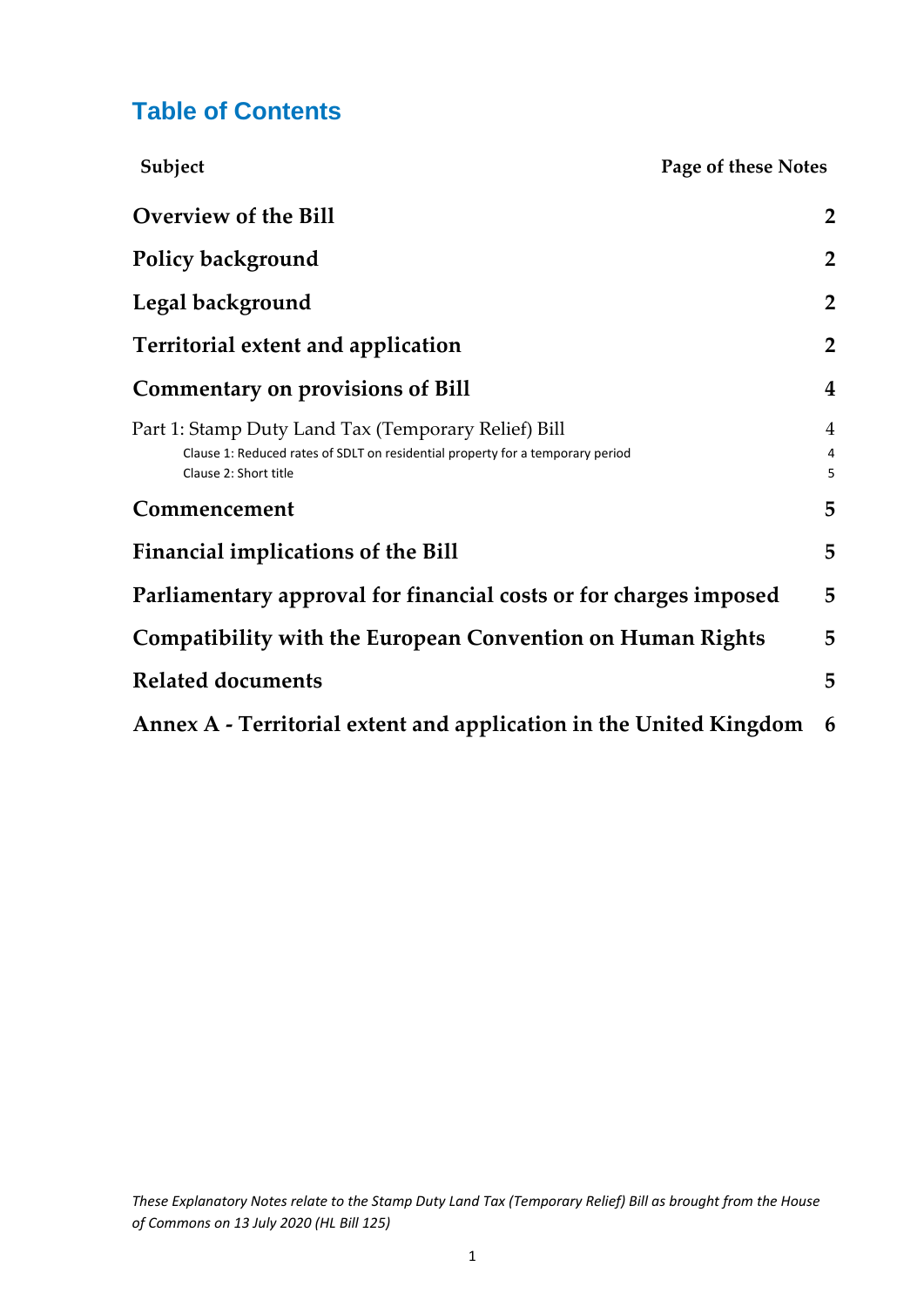# Table of Contents

| Subject | Page of these Notes |
|---|---|
| **Overview of the Bill** | **2** |
| **Policy background** | **2** |
| **Legal background** | **2** |
| **Territorial extent and application** | **2** |
| **Commentary on provisions of Bill** | **4** |
| Part 1: Stamp Duty Land Tax (Temporary Relief) Bill | 4 |
| Clause 1: Reduced rates of SDLT on residential property for a temporary period | 4 |
| Clause 2: Short title | 5 |
| **Commencement** | **5** |
| **Financial implications of the Bill** | **5** |
| **Parliamentary approval for financial costs or for charges imposed** | **5** |
| **Compatibility with the European Convention on Human Rights** | **5** |
| **Related documents** | **5** |
| **Annex A - Territorial extent and application in the United Kingdom** | **6** |

*These Explanatory Notes relate to the Stamp Duty Land Tax (Temporary Relief) Bill as brought from the House of Commons on 13 July 2020 (HL Bill 125)*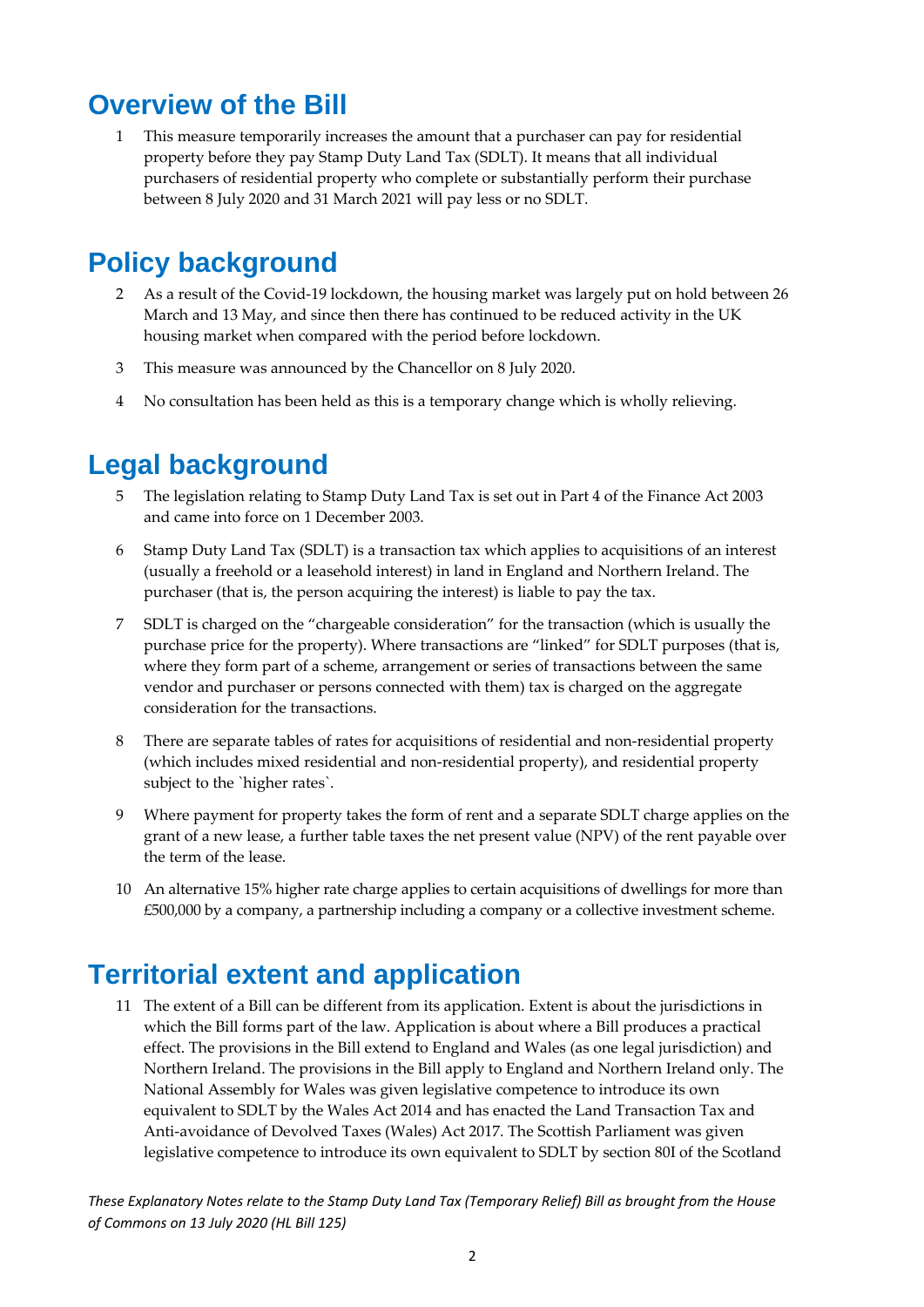## Overview of the Bill

1 This measure temporarily increases the amount that a purchaser can pay for residential property before they pay Stamp Duty Land Tax (SDLT). It means that all individual purchasers of residential property who complete or substantially perform their purchase between 8 July 2020 and 31 March 2021 will pay less or no SDLT.

## Policy background

2 As a result of the Covid-19 lockdown, the housing market was largely put on hold between 26 March and 13 May, and since then there has continued to be reduced activity in the UK housing market when compared with the period before lockdown.

3 This measure was announced by the Chancellor on 8 July 2020.

4 No consultation has been held as this is a temporary change which is wholly relieving.

## Legal background

5 The legislation relating to Stamp Duty Land Tax is set out in Part 4 of the Finance Act 2003 and came into force on 1 December 2003.

6 Stamp Duty Land Tax (SDLT) is a transaction tax which applies to acquisitions of an interest (usually a freehold or a leasehold interest) in land in England and Northern Ireland. The purchaser (that is, the person acquiring the interest) is liable to pay the tax.

7 SDLT is charged on the "chargeable consideration" for the transaction (which is usually the purchase price for the property). Where transactions are "linked" for SDLT purposes (that is, where they form part of a scheme, arrangement or series of transactions between the same vendor and purchaser or persons connected with them) tax is charged on the aggregate consideration for the transactions.

8 There are separate tables of rates for acquisitions of residential and non-residential property (which includes mixed residential and non-residential property), and residential property subject to the `higher rates`.

9 Where payment for property takes the form of rent and a separate SDLT charge applies on the grant of a new lease, a further table taxes the net present value (NPV) of the rent payable over the term of the lease.

10 An alternative 15% higher rate charge applies to certain acquisitions of dwellings for more than £500,000 by a company, a partnership including a company or a collective investment scheme.

## Territorial extent and application

11 The extent of a Bill can be different from its application. Extent is about the jurisdictions in which the Bill forms part of the law. Application is about where a Bill produces a practical effect. The provisions in the Bill extend to England and Wales (as one legal jurisdiction) and Northern Ireland. The provisions in the Bill apply to England and Northern Ireland only. The National Assembly for Wales was given legislative competence to introduce its own equivalent to SDLT by the Wales Act 2014 and has enacted the Land Transaction Tax and Anti-avoidance of Devolved Taxes (Wales) Act 2017. The Scottish Parliament was given legislative competence to introduce its own equivalent to SDLT by section 80I of the Scotland

*These Explanatory Notes relate to the Stamp Duty Land Tax (Temporary Relief) Bill as brought from the House of Commons on 13 July 2020 (HL Bill 125)*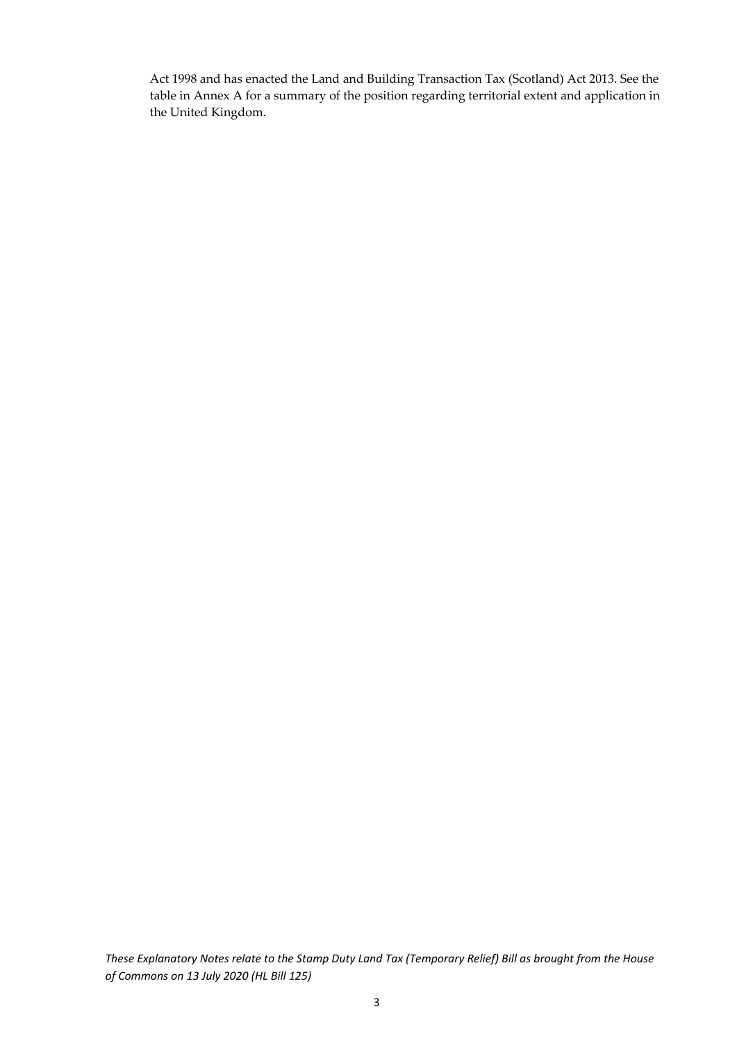Act 1998 and has enacted the Land and Building Transaction Tax (Scotland) Act 2013. See the table in Annex A for a summary of the position regarding territorial extent and application in the United Kingdom.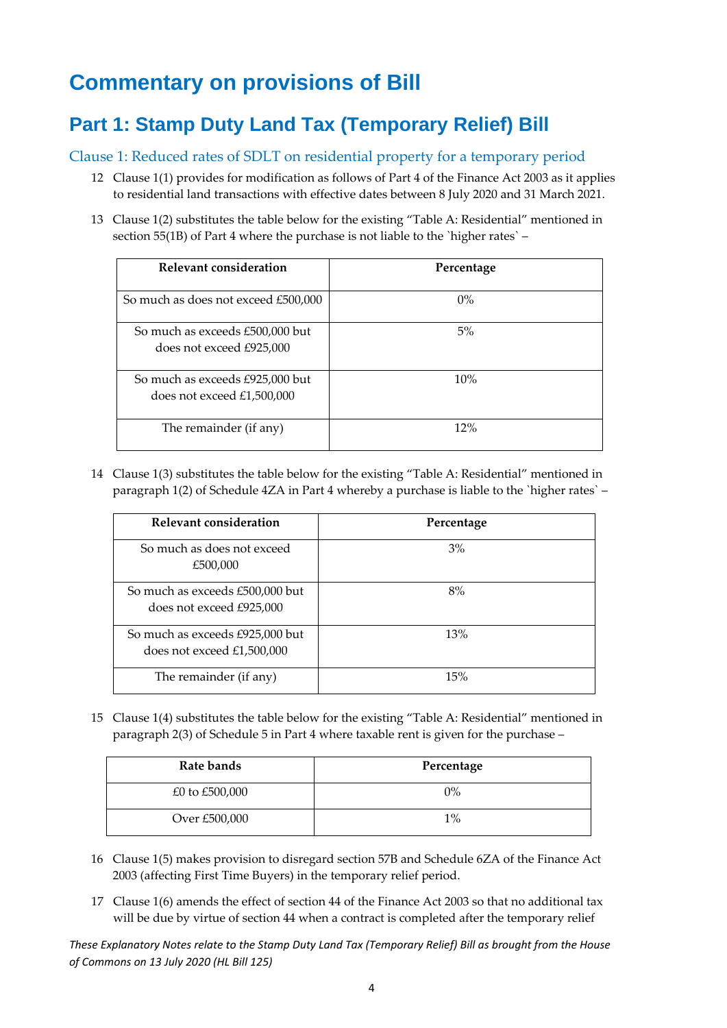# Commentary on provisions of Bill

## Part 1: Stamp Duty Land Tax (Temporary Relief) Bill

### Clause 1: Reduced rates of SDLT on residential property for a temporary period

12 Clause 1(1) provides for modification as follows of Part 4 of the Finance Act 2003 as it applies to residential land transactions with effective dates between 8 July 2020 and 31 March 2021.

13 Clause 1(2) substitutes the table below for the existing "Table A: Residential" mentioned in section 55(1B) of Part 4 where the purchase is not liable to the `higher rates` –

| Relevant consideration | Percentage |
|---|---|
| So much as does not exceed £500,000 | 0% |
| So much as exceeds £500,000 but does not exceed £925,000 | 5% |
| So much as exceeds £925,000 but does not exceed £1,500,000 | 10% |
| The remainder (if any) | 12% |

14 Clause 1(3) substitutes the table below for the existing "Table A: Residential" mentioned in paragraph 1(2) of Schedule 4ZA in Part 4 whereby a purchase is liable to the `higher rates` –

| Relevant consideration | Percentage |
|---|---|
| So much as does not exceed £500,000 | 3% |
| So much as exceeds £500,000 but does not exceed £925,000 | 8% |
| So much as exceeds £925,000 but does not exceed £1,500,000 | 13% |
| The remainder (if any) | 15% |

15 Clause 1(4) substitutes the table below for the existing "Table A: Residential" mentioned in paragraph 2(3) of Schedule 5 in Part 4 where taxable rent is given for the purchase –

| Rate bands | Percentage |
|---|---|
| £0 to £500,000 | 0% |
| Over £500,000 | 1% |

16 Clause 1(5) makes provision to disregard section 57B and Schedule 6ZA of the Finance Act 2003 (affecting First Time Buyers) in the temporary relief period.

17 Clause 1(6) amends the effect of section 44 of the Finance Act 2003 so that no additional tax will be due by virtue of section 44 when a contract is completed after the temporary relief

*These Explanatory Notes relate to the Stamp Duty Land Tax (Temporary Relief) Bill as brought from the House of Commons on 13 July 2020 (HL Bill 125)*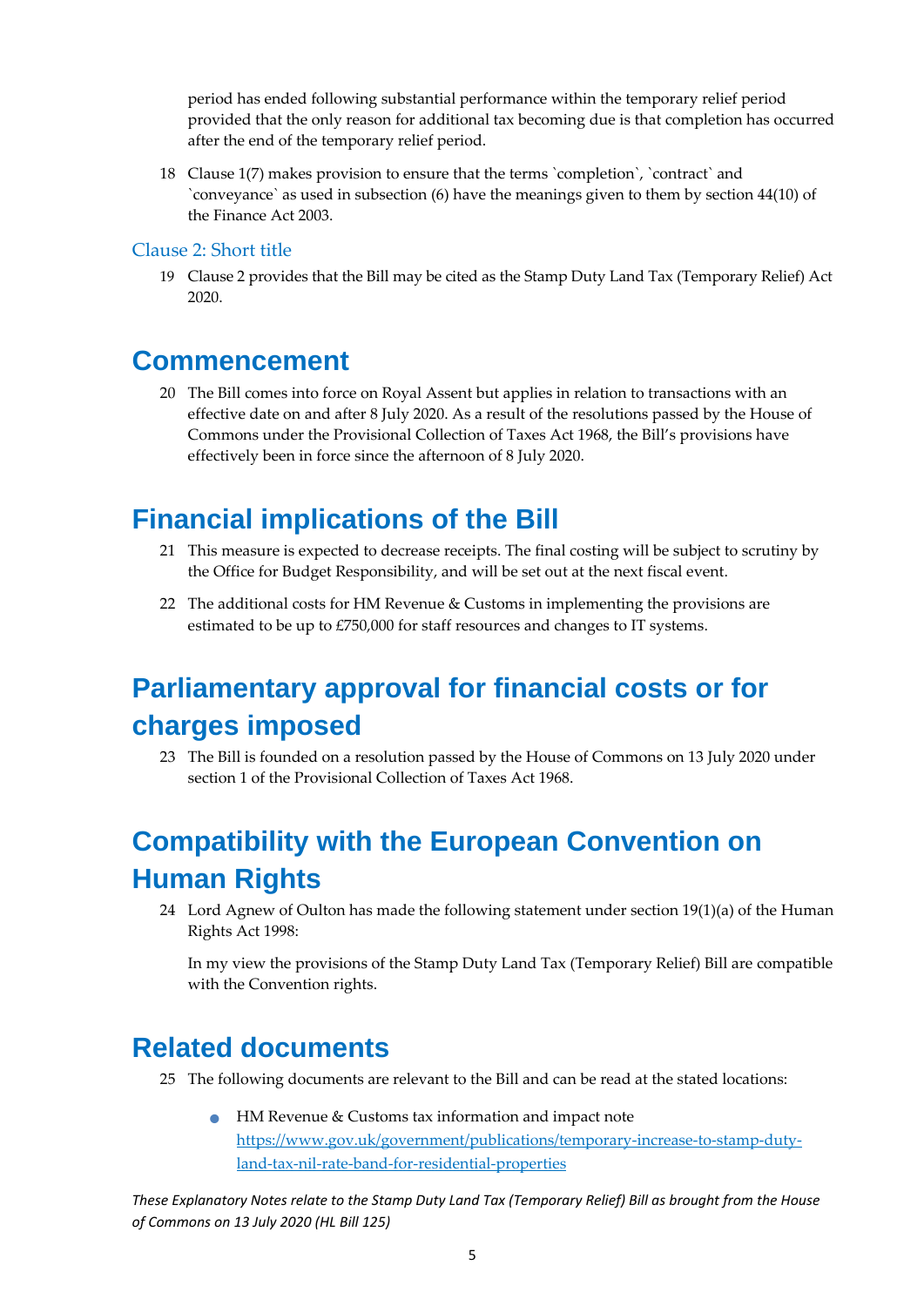period has ended following substantial performance within the temporary relief period provided that the only reason for additional tax becoming due is that completion has occurred after the end of the temporary relief period.

18 Clause 1(7) makes provision to ensure that the terms `completion`, `contract` and `conveyance` as used in subsection (6) have the meanings given to them by section 44(10) of the Finance Act 2003.

### Clause 2: Short title

19 Clause 2 provides that the Bill may be cited as the Stamp Duty Land Tax (Temporary Relief) Act 2020.

# Commencement

20 The Bill comes into force on Royal Assent but applies in relation to transactions with an effective date on and after 8 July 2020. As a result of the resolutions passed by the House of Commons under the Provisional Collection of Taxes Act 1968, the Bill's provisions have effectively been in force since the afternoon of 8 July 2020.

# Financial implications of the Bill

21 This measure is expected to decrease receipts. The final costing will be subject to scrutiny by the Office for Budget Responsibility, and will be set out at the next fiscal event.

22 The additional costs for HM Revenue & Customs in implementing the provisions are estimated to be up to £750,000 for staff resources and changes to IT systems.

# Parliamentary approval for financial costs or for charges imposed

23 The Bill is founded on a resolution passed by the House of Commons on 13 July 2020 under section 1 of the Provisional Collection of Taxes Act 1968.

# Compatibility with the European Convention on Human Rights

24 Lord Agnew of Oulton has made the following statement under section 19(1)(a) of the Human Rights Act 1998:

In my view the provisions of the Stamp Duty Land Tax (Temporary Relief) Bill are compatible with the Convention rights.

# Related documents

25 The following documents are relevant to the Bill and can be read at the stated locations:

- HM Revenue & Customs tax information and impact note https://www.gov.uk/government/publications/temporary-increase-to-stamp-duty-land-tax-nil-rate-band-for-residential-properties

*These Explanatory Notes relate to the Stamp Duty Land Tax (Temporary Relief) Bill as brought from the House of Commons on 13 July 2020 (HL Bill 125)*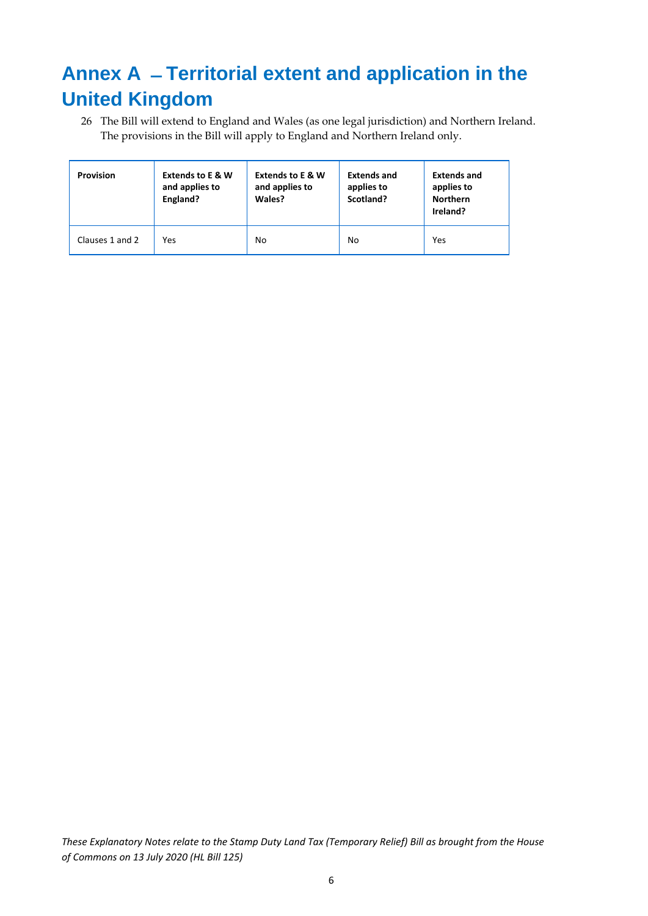# Annex A – Territorial extent and application in the United Kingdom

26 The Bill will extend to England and Wales (as one legal jurisdiction) and Northern Ireland. The provisions in the Bill will apply to England and Northern Ireland only.

| Provision | Extends to E & W and applies to England? | Extends to E & W and applies to Wales? | Extends and applies to Scotland? | Extends and applies to Northern Ireland? |
|---|---|---|---|---|
| Clauses 1 and 2 | Yes | No | No | Yes |

*These Explanatory Notes relate to the Stamp Duty Land Tax (Temporary Relief) Bill as brought from the House of Commons on 13 July 2020 (HL Bill 125)*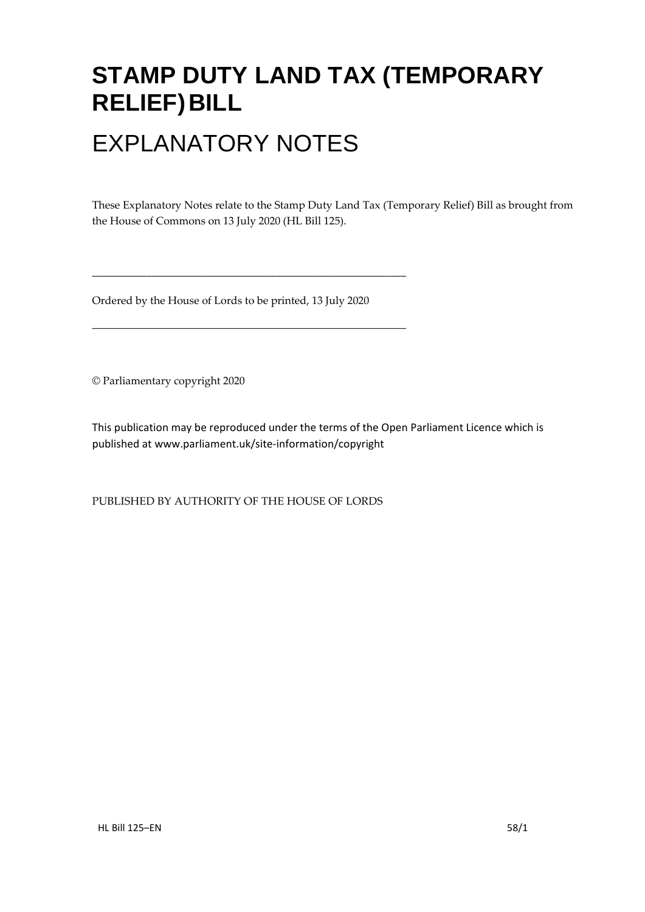# STAMP DUTY LAND TAX (TEMPORARY RELIEF) BILL

# EXPLANATORY NOTES

These Explanatory Notes relate to the Stamp Duty Land Tax (Temporary Relief) Bill as brought from the House of Commons on 13 July 2020 (HL Bill 125).

---

Ordered by the House of Lords to be printed, 13 July 2020

---

© Parliamentary copyright 2020

This publication may be reproduced under the terms of the Open Parliament Licence which is published at www.parliament.uk/site-information/copyright

PUBLISHED BY AUTHORITY OF THE HOUSE OF LORDS

HL Bill 125–EN 58/1